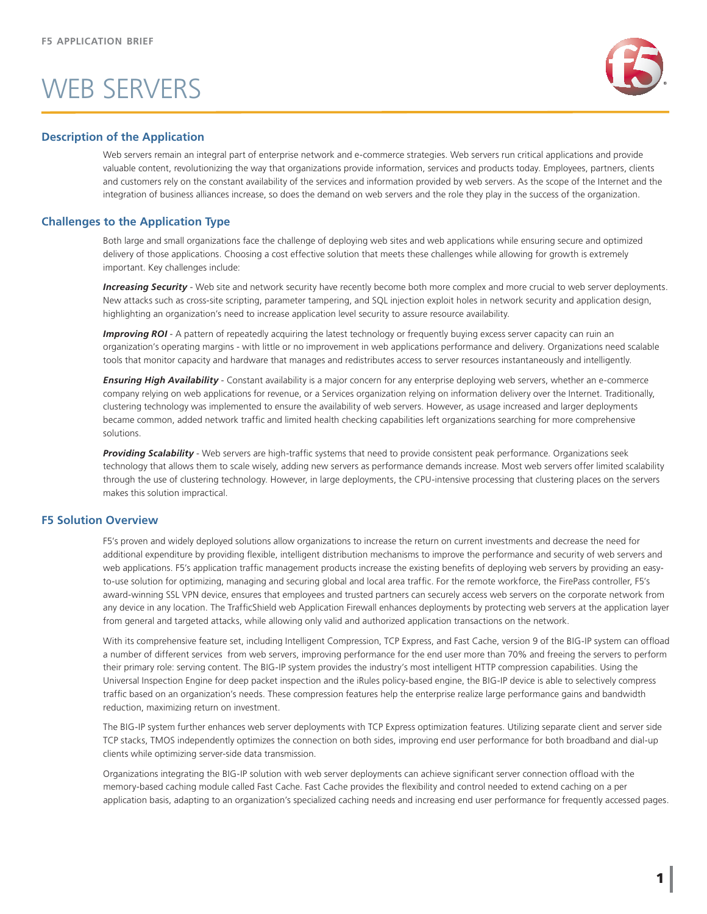F5 APPLICATION BRIEF

# WEB SERVERS

## Description of the Application

Web servers remain an integral part of enterprise network and e-commerce strategies. Web servers run critical applications and provide valuable content, revolutionizing the way that organizations provide information, services and products today. Employees, partners, clients and customers rely on the constant availability of the services and information provided by web servers. As the scope of the Internet and the integration of business alliances increase, so does the demand on web servers and the role they play in the success of the organization.

## Challenges to the Application Type

Both large and small organizations face the challenge of deploying web sites and web applications while ensuring secure and optimized delivery of those applications. Choosing a cost effective solution that meets these challenges while allowing for growth is extremely important. Key challenges include:

***Increasing Security*** - Web site and network security have recently become both more complex and more crucial to web server deployments. New attacks such as cross-site scripting, parameter tampering, and SQL injection exploit holes in network security and application design, highlighting an organization's need to increase application level security to assure resource availability.

***Improving ROI*** - A pattern of repeatedly acquiring the latest technology or frequently buying excess server capacity can ruin an organization's operating margins - with little or no improvement in web applications performance and delivery. Organizations need scalable tools that monitor capacity and hardware that manages and redistributes access to server resources instantaneously and intelligently.

***Ensuring High Availability*** - Constant availability is a major concern for any enterprise deploying web servers, whether an e-commerce company relying on web applications for revenue, or a Services organization relying on information delivery over the Internet. Traditionally, clustering technology was implemented to ensure the availability of web servers. However, as usage increased and larger deployments became common, added network traffic and limited health checking capabilities left organizations searching for more comprehensive solutions.

***Providing Scalability*** - Web servers are high-traffic systems that need to provide consistent peak performance. Organizations seek technology that allows them to scale wisely, adding new servers as performance demands increase. Most web servers offer limited scalability through the use of clustering technology. However, in large deployments, the CPU-intensive processing that clustering places on the servers makes this solution impractical.

## F5 Solution Overview

F5's proven and widely deployed solutions allow organizations to increase the return on current investments and decrease the need for additional expenditure by providing flexible, intelligent distribution mechanisms to improve the performance and security of web servers and web applications. F5's application traffic management products increase the existing benefits of deploying web servers by providing an easy-to-use solution for optimizing, managing and securing global and local area traffic. For the remote workforce, the FirePass controller, F5's award-winning SSL VPN device, ensures that employees and trusted partners can securely access web servers on the corporate network from any device in any location. The TrafficShield web Application Firewall enhances deployments by protecting web servers at the application layer from general and targeted attacks, while allowing only valid and authorized application transactions on the network.

With its comprehensive feature set, including Intelligent Compression, TCP Express, and Fast Cache, version 9 of the BIG-IP system can offload a number of different services from web servers, improving performance for the end user more than 70% and freeing the servers to perform their primary role: serving content. The BIG-IP system provides the industry's most intelligent HTTP compression capabilities. Using the Universal Inspection Engine for deep packet inspection and the iRules policy-based engine, the BIG-IP device is able to selectively compress traffic based on an organization's needs. These compression features help the enterprise realize large performance gains and bandwidth reduction, maximizing return on investment.

The BIG-IP system further enhances web server deployments with TCP Express optimization features. Utilizing separate client and server side TCP stacks, TMOS independently optimizes the connection on both sides, improving end user performance for both broadband and dial-up clients while optimizing server-side data transmission.

Organizations integrating the BIG-IP solution with web server deployments can achieve significant server connection offload with the memory-based caching module called Fast Cache. Fast Cache provides the flexibility and control needed to extend caching on a per application basis, adapting to an organization's specialized caching needs and increasing end user performance for frequently accessed pages.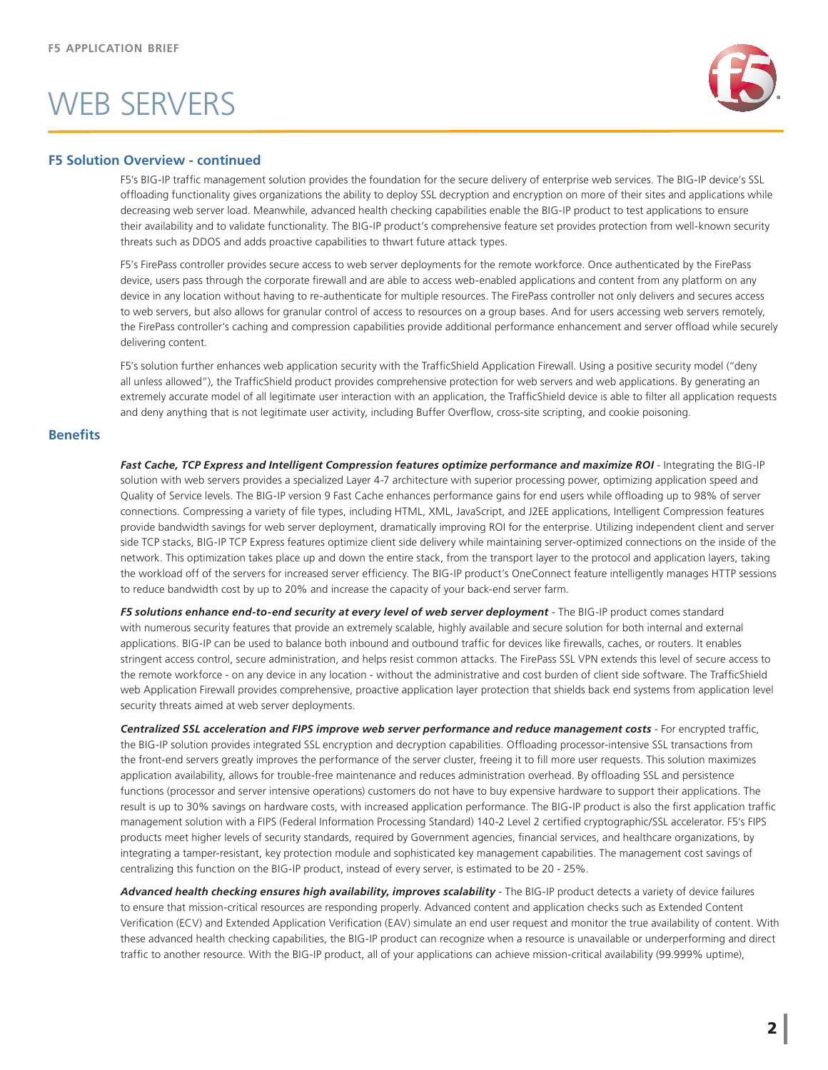## F5 Solution Overview - continued

F5's BIG-IP traffic management solution provides the foundation for the secure delivery of enterprise web services. The BIG-IP device's SSL offloading functionality gives organizations the ability to deploy SSL decryption and encryption on more of their sites and applications while decreasing web server load. Meanwhile, advanced health checking capabilities enable the BIG-IP product to test applications to ensure their availability and to validate functionality. The BIG-IP product's comprehensive feature set provides protection from well-known security threats such as DDOS and adds proactive capabilities to thwart future attack types.

F5's FirePass controller provides secure access to web server deployments for the remote workforce. Once authenticated by the FirePass device, users pass through the corporate firewall and are able to access web-enabled applications and content from any platform on any device in any location without having to re-authenticate for multiple resources. The FirePass controller not only delivers and secures access to web servers, but also allows for granular control of access to resources on a group bases. And for users accessing web servers remotely, the FirePass controller's caching and compression capabilities provide additional performance enhancement and server offload while securely delivering content.

F5's solution further enhances web application security with the TrafficShield Application Firewall. Using a positive security model ("deny all unless allowed"), the TrafficShield product provides comprehensive protection for web servers and web applications. By generating an extremely accurate model of all legitimate user interaction with an application, the TrafficShield device is able to filter all application requests and deny anything that is not legitimate user activity, including Buffer Overflow, cross-site scripting, and cookie poisoning.

## Benefits

***Fast Cache, TCP Express and Intelligent Compression features optimize performance and maximize ROI*** - Integrating the BIG-IP solution with web servers provides a specialized Layer 4-7 architecture with superior processing power, optimizing application speed and Quality of Service levels. The BIG-IP version 9 Fast Cache enhances performance gains for end users while offloading up to 98% of server connections. Compressing a variety of file types, including HTML, XML, JavaScript, and J2EE applications, Intelligent Compression features provide bandwidth savings for web server deployment, dramatically improving ROI for the enterprise. Utilizing independent client and server side TCP stacks, BIG-IP TCP Express features optimize client side delivery while maintaining server-optimized connections on the inside of the network. This optimization takes place up and down the entire stack, from the transport layer to the protocol and application layers, taking the workload off of the servers for increased server efficiency. The BIG-IP product's OneConnect feature intelligently manages HTTP sessions to reduce bandwidth cost by up to 20% and increase the capacity of your back-end server farm.

***F5 solutions enhance end-to-end security at every level of web server deployment*** - The BIG-IP product comes standard with numerous security features that provide an extremely scalable, highly available and secure solution for both internal and external applications. BIG-IP can be used to balance both inbound and outbound traffic for devices like firewalls, caches, or routers. It enables stringent access control, secure administration, and helps resist common attacks. The FirePass SSL VPN extends this level of secure access to the remote workforce - on any device in any location - without the administrative and cost burden of client side software. The TrafficShield web Application Firewall provides comprehensive, proactive application layer protection that shields back end systems from application level security threats aimed at web server deployments.

***Centralized SSL acceleration and FIPS improve web server performance and reduce management costs*** - For encrypted traffic, the BIG-IP solution provides integrated SSL encryption and decryption capabilities. Offloading processor-intensive SSL transactions from the front-end servers greatly improves the performance of the server cluster, freeing it to fill more user requests. This solution maximizes application availability, allows for trouble-free maintenance and reduces administration overhead. By offloading SSL and persistence functions (processor and server intensive operations) customers do not have to buy expensive hardware to support their applications. The result is up to 30% savings on hardware costs, with increased application performance. The BIG-IP product is also the first application traffic management solution with a FIPS (Federal Information Processing Standard) 140-2 Level 2 certified cryptographic/SSL accelerator. F5's FIPS products meet higher levels of security standards, required by Government agencies, financial services, and healthcare organizations, by integrating a tamper-resistant, key protection module and sophisticated key management capabilities. The management cost savings of centralizing this function on the BIG-IP product, instead of every server, is estimated to be 20 - 25%.

***Advanced health checking ensures high availability, improves scalability*** - The BIG-IP product detects a variety of device failures to ensure that mission-critical resources are responding properly. Advanced content and application checks such as Extended Content Verification (ECV) and Extended Application Verification (EAV) simulate an end user request and monitor the true availability of content. With these advanced health checking capabilities, the BIG-IP product can recognize when a resource is unavailable or underperforming and direct traffic to another resource. With the BIG-IP product, all of your applications can achieve mission-critical availability (99.999% uptime),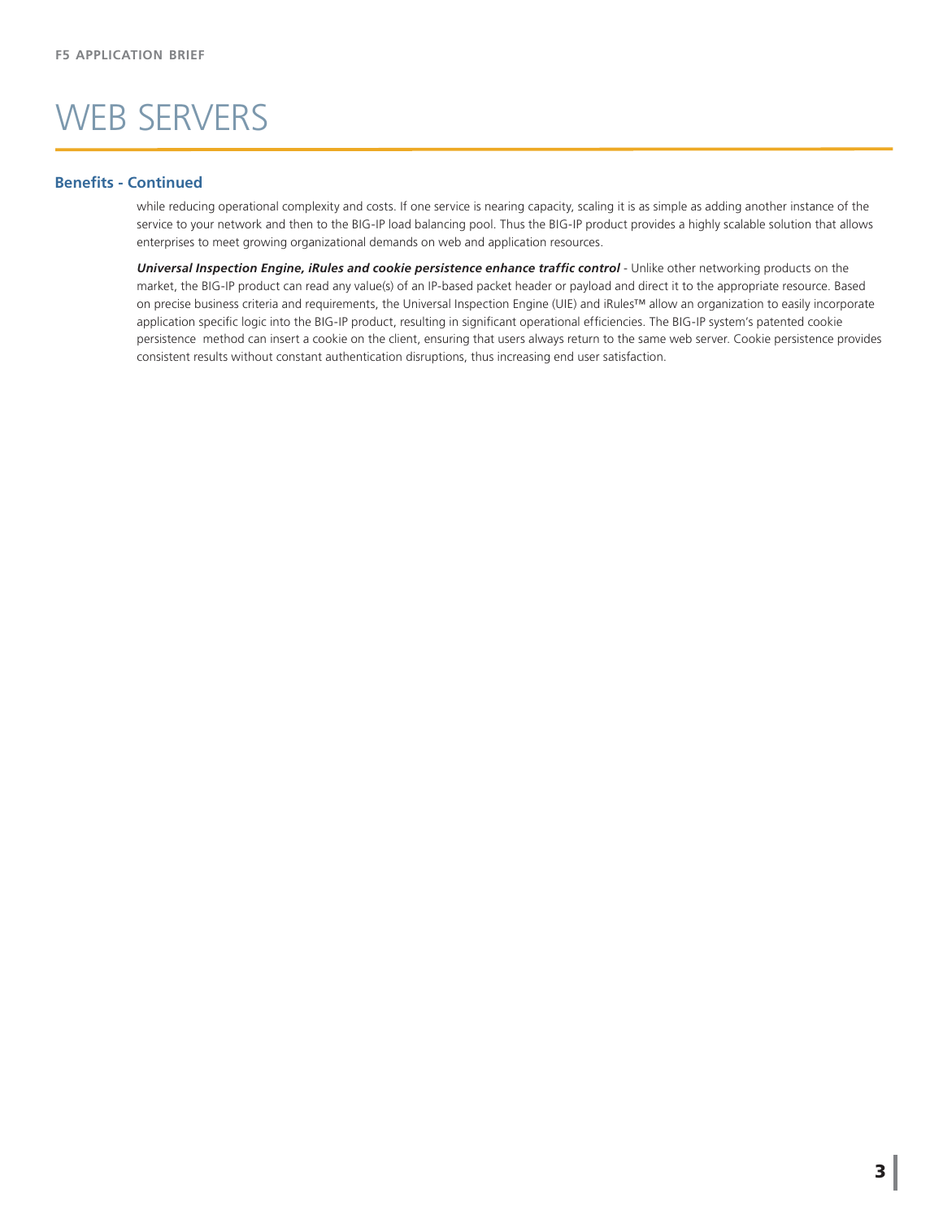# WEB SERVERS

## Benefits - Continued

while reducing operational complexity and costs. If one service is nearing capacity, scaling it is as simple as adding another instance of the service to your network and then to the BIG-IP load balancing pool. Thus the BIG-IP product provides a highly scalable solution that allows enterprises to meet growing organizational demands on web and application resources.

***Universal Inspection Engine, iRules and cookie persistence enhance traffic control*** - Unlike other networking products on the market, the BIG-IP product can read any value(s) of an IP-based packet header or payload and direct it to the appropriate resource. Based on precise business criteria and requirements, the Universal Inspection Engine (UIE) and iRules™ allow an organization to easily incorporate application specific logic into the BIG-IP product, resulting in significant operational efficiencies. The BIG-IP system's patented cookie persistence method can insert a cookie on the client, ensuring that users always return to the same web server. Cookie persistence provides consistent results without constant authentication disruptions, thus increasing end user satisfaction.